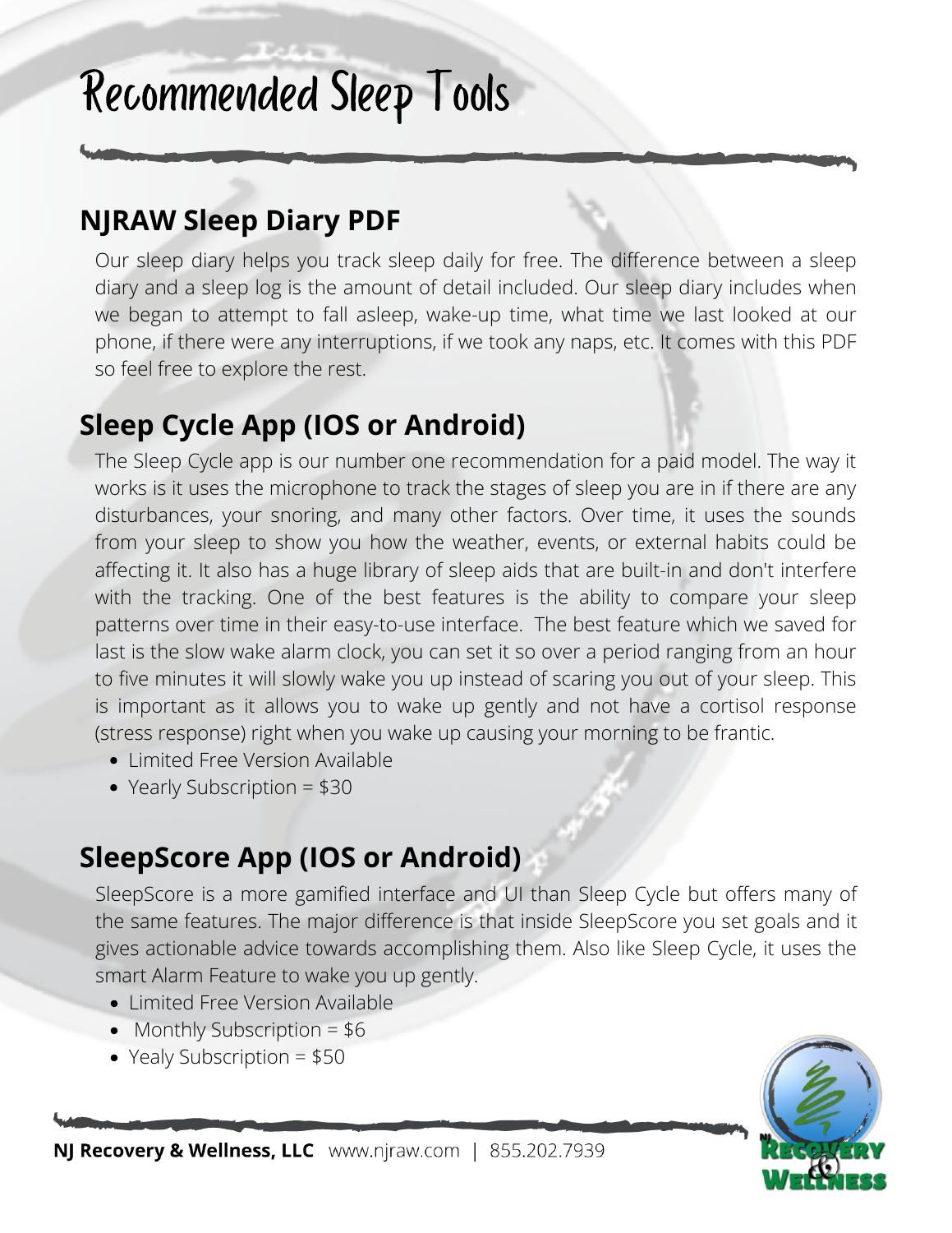# Recommended Sleep Tools

## NJRAW Sleep Diary PDF

Our sleep diary helps you track sleep daily for free. The difference between a sleep diary and a sleep log is the amount of detail included. Our sleep diary includes when we began to attempt to fall asleep, wake-up time, what time we last looked at our phone, if there were any interruptions, if we took any naps, etc. It comes with this PDF so feel free to explore the rest.

## Sleep Cycle App (IOS or Android)

The Sleep Cycle app is our number one recommendation for a paid model. The way it works is it uses the microphone to track the stages of sleep you are in if there are any disturbances, your snoring, and many other factors. Over time, it uses the sounds from your sleep to show you how the weather, events, or external habits could be affecting it. It also has a huge library of sleep aids that are built-in and don't interfere with the tracking. One of the best features is the ability to compare your sleep patterns over time in their easy-to-use interface. The best feature which we saved for last is the slow wake alarm clock, you can set it so over a period ranging from an hour to five minutes it will slowly wake you up instead of scaring you out of your sleep. This is important as it allows you to wake up gently and not have a cortisol response (stress response) right when you wake up causing your morning to be frantic.

- Limited Free Version Available
- Yearly Subscription = $30

## SleepScore App (IOS or Android)

SleepScore is a more gamified interface and UI than Sleep Cycle but offers many of the same features. The major difference is that inside SleepScore you set goals and it gives actionable advice towards accomplishing them. Also like Sleep Cycle, it uses the smart Alarm Feature to wake you up gently.

- Limited Free Version Available
- Monthly Subscription = $6
- Yealy Subscription = $50

**NJ Recovery & Wellness, LLC** www.njraw.com | 855.202.7939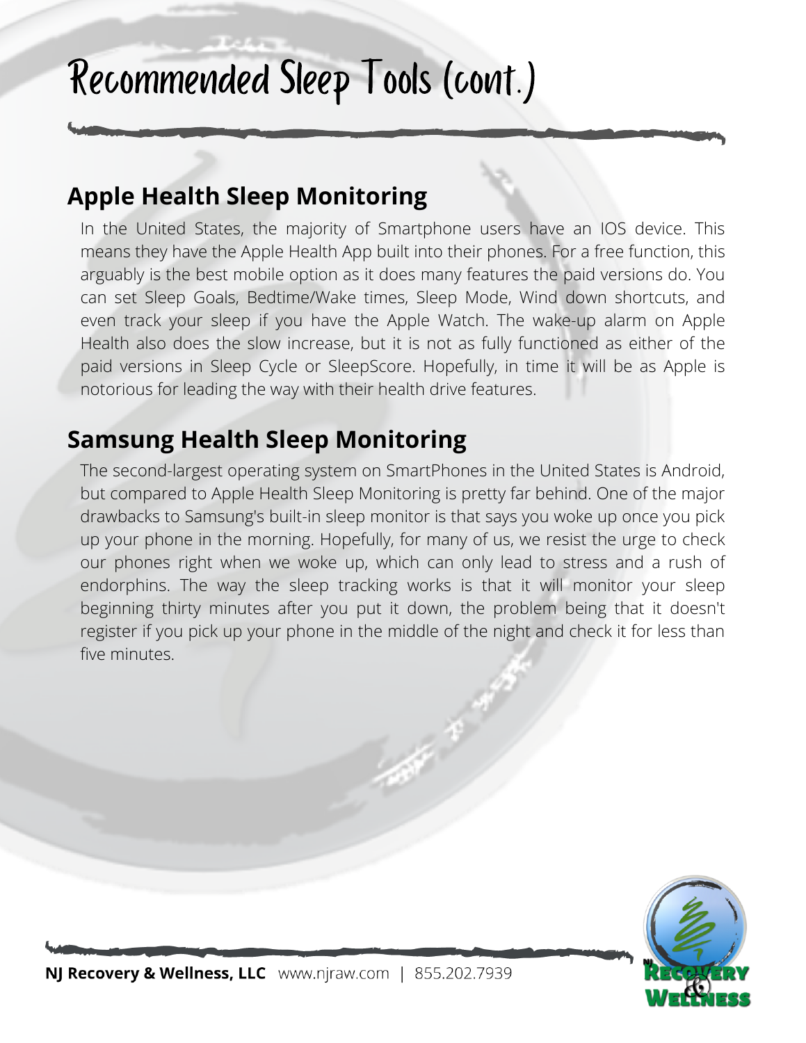# Recommended Sleep Tools (cont.)

## Apple Health Sleep Monitoring

In the United States, the majority of Smartphone users have an IOS device. This means they have the Apple Health App built into their phones. For a free function, this arguably is the best mobile option as it does many features the paid versions do. You can set Sleep Goals, Bedtime/Wake times, Sleep Mode, Wind down shortcuts, and even track your sleep if you have the Apple Watch. The wake-up alarm on Apple Health also does the slow increase, but it is not as fully functioned as either of the paid versions in Sleep Cycle or SleepScore. Hopefully, in time it will be as Apple is notorious for leading the way with their health drive features.

## Samsung Health Sleep Monitoring

The second-largest operating system on SmartPhones in the United States is Android, but compared to Apple Health Sleep Monitoring is pretty far behind. One of the major drawbacks to Samsung's built-in sleep monitor is that says you woke up once you pick up your phone in the morning. Hopefully, for many of us, we resist the urge to check our phones right when we woke up, which can only lead to stress and a rush of endorphins. The way the sleep tracking works is that it will monitor your sleep beginning thirty minutes after you put it down, the problem being that it doesn't register if you pick up your phone in the middle of the night and check it for less than five minutes.